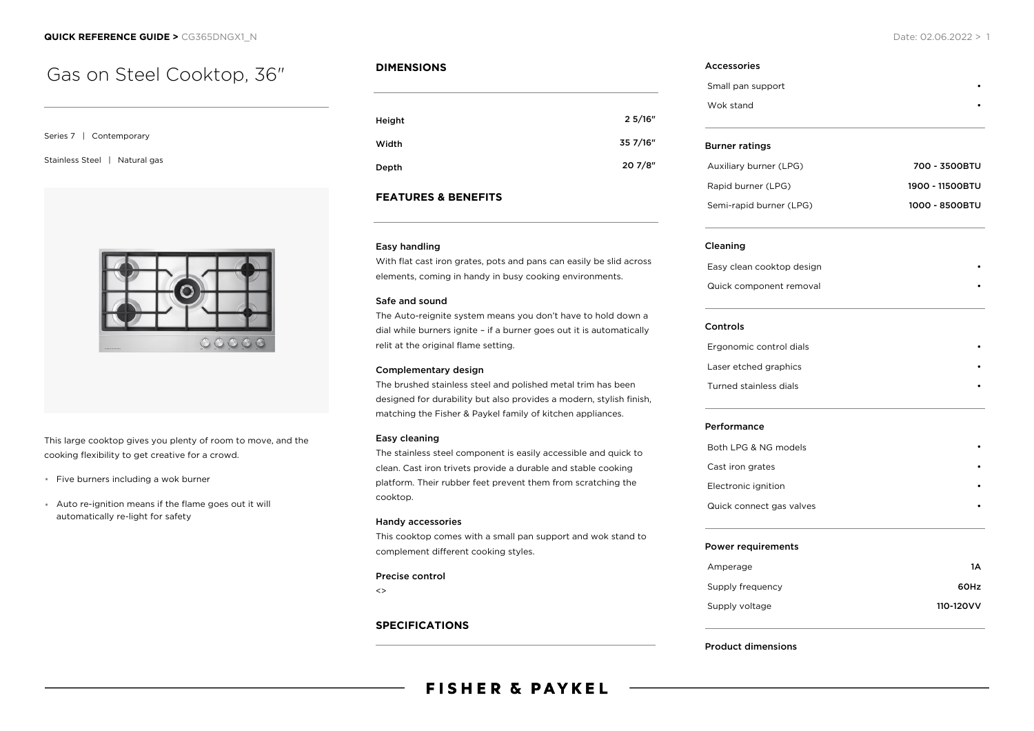**QUICK REFERENCE GUIDE >** CG365DNGX1_N

# Gas on Steel Cooktop, 36″

Series 7 | Contemporary

Stainless Steel | Natural gas

This large cooktop gives you plenty of room to move, and the cooking flexibility to get creative for a crowd.

- Five burners including a wok burner
- Auto re-ignition means if the flame goes out it will automatically re-light for safety

## DIMENSIONS

| | |
|---|---|
| Height | 2 5/16″ |
| Width | 35 7/16″ |
| Depth | 20 7/8″ |

## FEATURES & BENEFITS

### Easy handling

With flat cast iron grates, pots and pans can easily be slid across elements, coming in handy in busy cooking environments.

### Safe and sound

The Auto-reignite system means you don't have to hold down a dial while burners ignite – if a burner goes out it is automatically relit at the original flame setting.

### Complementary design

The brushed stainless steel and polished metal trim has been designed for durability but also provides a modern, stylish finish, matching the Fisher & Paykel family of kitchen appliances.

### Easy cleaning

The stainless steel component is easily accessible and quick to clean. Cast iron trivets provide a durable and stable cooking platform. Their rubber feet prevent them from scratching the cooktop.

### Handy accessories

This cooktop comes with a small pan support and wok stand to complement different cooking styles.

### Precise control

<>

## SPECIFICATIONS

### Accessories

| | |
|---|---|
| Small pan support | • |
| Wok stand | • |

### Burner ratings

| | |
|---|---|
| Auxiliary burner (LPG) | 700 - 3500BTU |
| Rapid burner (LPG) | 1900 - 11500BTU |
| Semi-rapid burner (LPG) | 1000 - 8500BTU |

### Cleaning

| | |
|---|---|
| Easy clean cooktop design | • |
| Quick component removal | • |

### Controls

| | |
|---|---|
| Ergonomic control dials | • |
| Laser etched graphics | • |
| Turned stainless dials | • |

### Performance

| | |
|---|---|
| Both LPG & NG models | • |
| Cast iron grates | • |
| Electronic ignition | • |
| Quick connect gas valves | • |

### Power requirements

| | |
|---|---|
| Amperage | 1A |
| Supply frequency | 60Hz |
| Supply voltage | 110-120VV |

### Product dimensions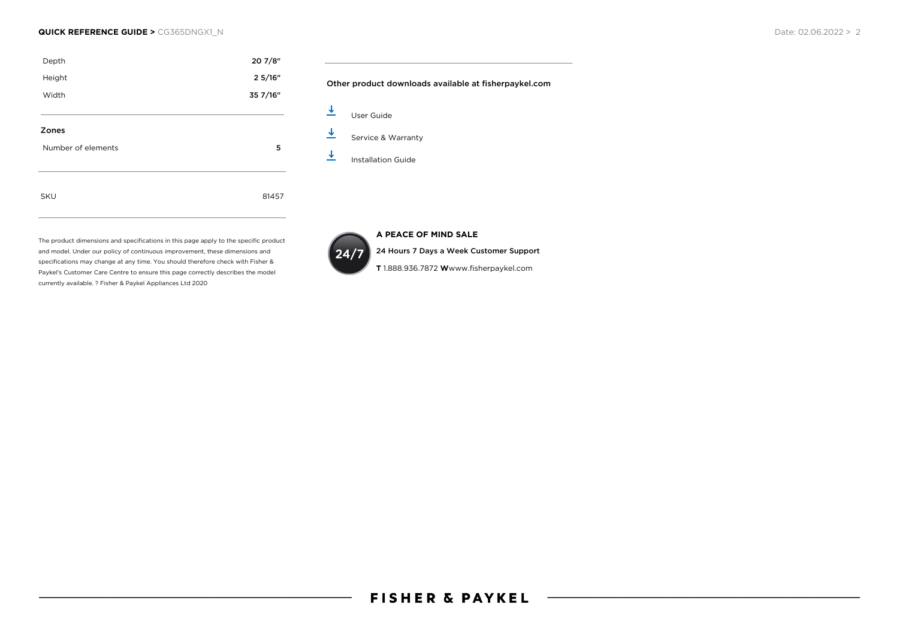| | |
|---|---|
| Depth | **20 7/8"** |
| Height | **2 5/16"** |
| Width | **35 7/16"** |

**Zones**

| | |
|---|---|
| Number of elements | **5** |

| | |
|---|---|
| SKU | 81457 |

The product dimensions and specifications in this page apply to the specific product and model. Under our policy of continuous improvement, these dimensions and specifications may change at any time. You should therefore check with Fisher & Paykel's Customer Care Centre to ensure this page correctly describes the model currently available. ? Fisher & Paykel Appliances Ltd 2020

Other product downloads available at fisherpaykel.com

- User Guide
- Service & Warranty
- Installation Guide

24/7

**A PEACE OF MIND SALE**

24 Hours 7 Days a Week Customer Support

**T** 1.888.936.7872 **W**www.fisherpaykel.com

FISHER & PAYKEL